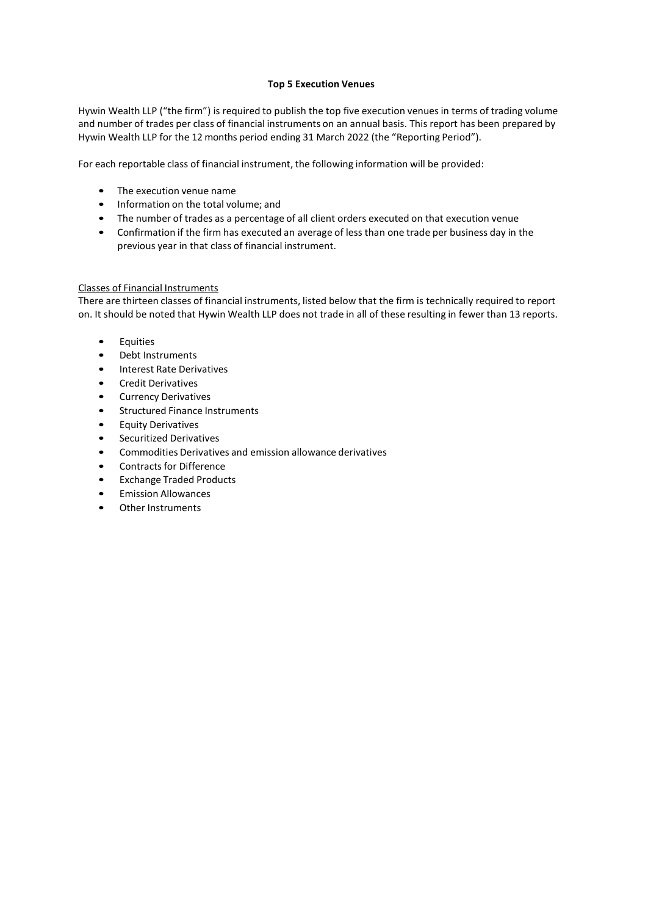# Top 5 Execution Venues

Hywin Wealth LLP ("the firm") is required to publish the top five execution venues in terms of trading volume and number of trades per class of financial instruments on an annual basis. This report has been prepared by Hywin Wealth LLP for the 12 months period ending 31 March 2022 (the "Reporting Period").

For each reportable class of financial instrument, the following information will be provided:

- The execution venue name
- Information on the total volume; and
- The number of trades as a percentage of all client orders executed on that execution venue
- Confirmation if the firm has executed an average of less than one trade per business day in the previous year in that class of financial instrument.

## Classes of Financial Instruments

There are thirteen classes of financial instruments, listed below that the firm is technically required to report on. It should be noted that Hywin Wealth LLP does not trade in all of these resulting in fewer than 13 reports.

- Equities
- Debt Instruments
- Interest Rate Derivatives
- Credit Derivatives
- Currency Derivatives
- Structured Finance Instruments
- Equity Derivatives
- Securitized Derivatives
- Commodities Derivatives and emission allowance derivatives
- Contracts for Difference
- Exchange Traded Products
- Emission Allowances
- Other Instruments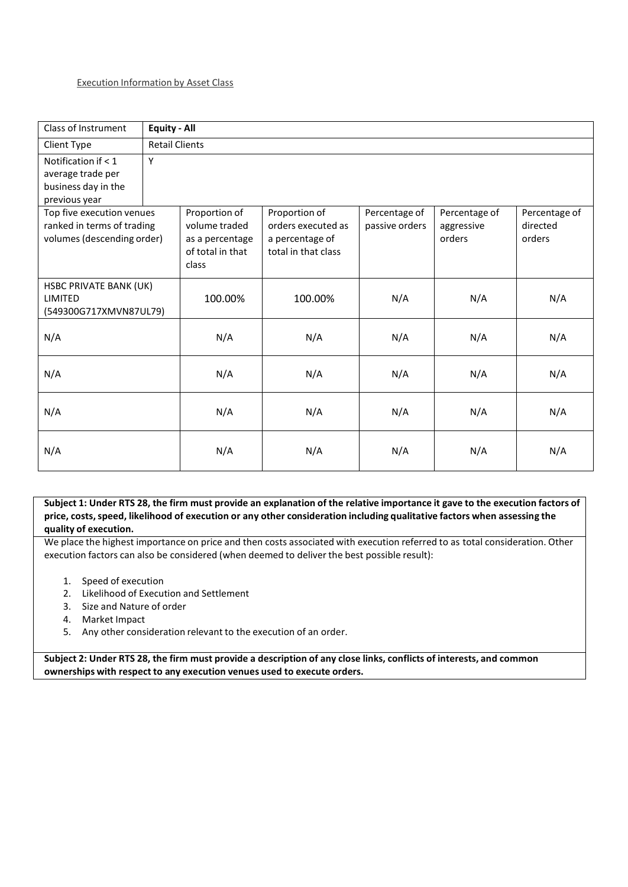Execution Information by Asset Class

| Class of Instrument | **Equity - All** | | | | |
|---|---|---|---|---|---|
| Client Type | Retail Clients | | | | |
| Notification if < 1 average trade per business day in the previous year | Y | | | | |
| Top five execution venues ranked in terms of trading volumes (descending order) | Proportion of volume traded as a percentage of total in that class | Proportion of orders executed as a percentage of total in that class | Percentage of passive orders | Percentage of aggressive orders | Percentage of directed orders |
| HSBC PRIVATE BANK (UK) LIMITED (549300G717XMVN87UL79) | 100.00% | 100.00% | N/A | N/A | N/A |
| N/A | N/A | N/A | N/A | N/A | N/A |
| N/A | N/A | N/A | N/A | N/A | N/A |
| N/A | N/A | N/A | N/A | N/A | N/A |
| N/A | N/A | N/A | N/A | N/A | N/A |

**Subject 1: Under RTS 28, the firm must provide an explanation of the relative importance it gave to the execution factors of price, costs, speed, likelihood of execution or any other consideration including qualitative factors when assessing the quality of execution.**

We place the highest importance on price and then costs associated with execution referred to as total consideration. Other execution factors can also be considered (when deemed to deliver the best possible result):

1. Speed of execution
2. Likelihood of Execution and Settlement
3. Size and Nature of order
4. Market Impact
5. Any other consideration relevant to the execution of an order.

**Subject 2: Under RTS 28, the firm must provide a description of any close links, conflicts of interests, and common ownerships with respect to any execution venues used to execute orders.**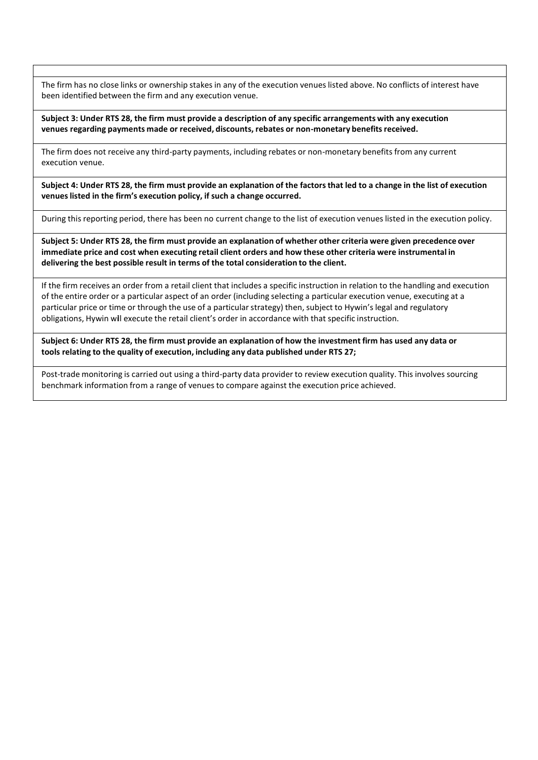The firm has no close links or ownership stakes in any of the execution venues listed above. No conflicts of interest have been identified between the firm and any execution venue.

**Subject 3: Under RTS 28, the firm must provide a description of any specific arrangements with any execution venues regarding payments made or received, discounts, rebates or non-monetary benefits received.**

The firm does not receive any third-party payments, including rebates or non-monetary benefits from any current execution venue.

**Subject 4: Under RTS 28, the firm must provide an explanation of the factors that led to a change in the list of execution venues listed in the firm's execution policy, if such a change occurred.**

During this reporting period, there has been no current change to the list of execution venues listed in the execution policy.

**Subject 5: Under RTS 28, the firm must provide an explanation of whether other criteria were given precedence over immediate price and cost when executing retail client orders and how these other criteria were instrumental in delivering the best possible result in terms of the total consideration to the client.**

If the firm receives an order from a retail client that includes a specific instruction in relation to the handling and execution of the entire order or a particular aspect of an order (including selecting a particular execution venue, executing at a particular price or time or through the use of a particular strategy) then, subject to Hywin's legal and regulatory obligations, Hywin will execute the retail client's order in accordance with that specific instruction.

**Subject 6: Under RTS 28, the firm must provide an explanation of how the investment firm has used any data or tools relating to the quality of execution, including any data published under RTS 27;**

Post-trade monitoring is carried out using a third-party data provider to review execution quality. This involves sourcing benchmark information from a range of venues to compare against the execution price achieved.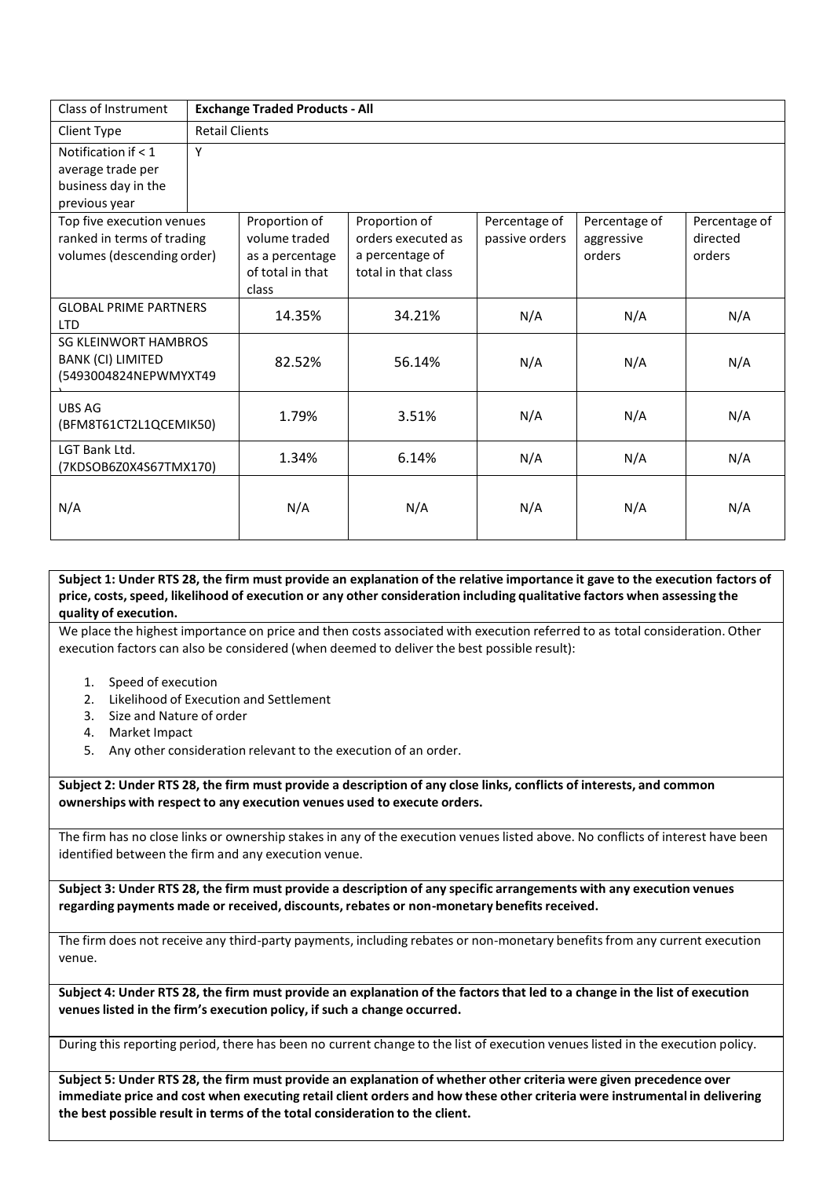| Class of Instrument | Exchange Traded Products - All | | | | | |
|---|---|---|---|---|---|---|
| Client Type | Retail Clients | | | | | |
| Notification if < 1 average trade per business day in the previous year | Y | | | | | |
| Top five execution venues ranked in terms of trading volumes (descending order) | Proportion of volume traded as a percentage of total in that class | Proportion of orders executed as a percentage of total in that class | Percentage of passive orders | Percentage of aggressive orders | Percentage of directed orders | |
| GLOBAL PRIME PARTNERS LTD | 14.35% | 34.21% | N/A | N/A | N/A | |
| SG KLEINWORT HAMBROS BANK (CI) LIMITED (5493004824NEPWMYXT49) | 82.52% | 56.14% | N/A | N/A | N/A | |
| UBS AG (BFM8T61CT2L1QCEMIK50) | 1.79% | 3.51% | N/A | N/A | N/A | |
| LGT Bank Ltd. (7KDSOB6Z0X4S67TMX170) | 1.34% | 6.14% | N/A | N/A | N/A | |
| N/A | N/A | N/A | N/A | N/A | N/A | |

**Subject 1: Under RTS 28, the firm must provide an explanation of the relative importance it gave to the execution factors of price, costs, speed, likelihood of execution or any other consideration including qualitative factors when assessing the quality of execution.**

We place the highest importance on price and then costs associated with execution referred to as total consideration. Other execution factors can also be considered (when deemed to deliver the best possible result):

1. Speed of execution
2. Likelihood of Execution and Settlement
3. Size and Nature of order
4. Market Impact
5. Any other consideration relevant to the execution of an order.

**Subject 2: Under RTS 28, the firm must provide a description of any close links, conflicts of interests, and common ownerships with respect to any execution venues used to execute orders.**

The firm has no close links or ownership stakes in any of the execution venues listed above. No conflicts of interest have been identified between the firm and any execution venue.

**Subject 3: Under RTS 28, the firm must provide a description of any specific arrangements with any execution venues regarding payments made or received, discounts, rebates or non-monetary benefits received.**

The firm does not receive any third-party payments, including rebates or non-monetary benefits from any current execution venue.

**Subject 4: Under RTS 28, the firm must provide an explanation of the factors that led to a change in the list of execution venues listed in the firm's execution policy, if such a change occurred.**

During this reporting period, there has been no current change to the list of execution venues listed in the execution policy.

**Subject 5: Under RTS 28, the firm must provide an explanation of whether other criteria were given precedence over immediate price and cost when executing retail client orders and how these other criteria were instrumental in delivering the best possible result in terms of the total consideration to the client.**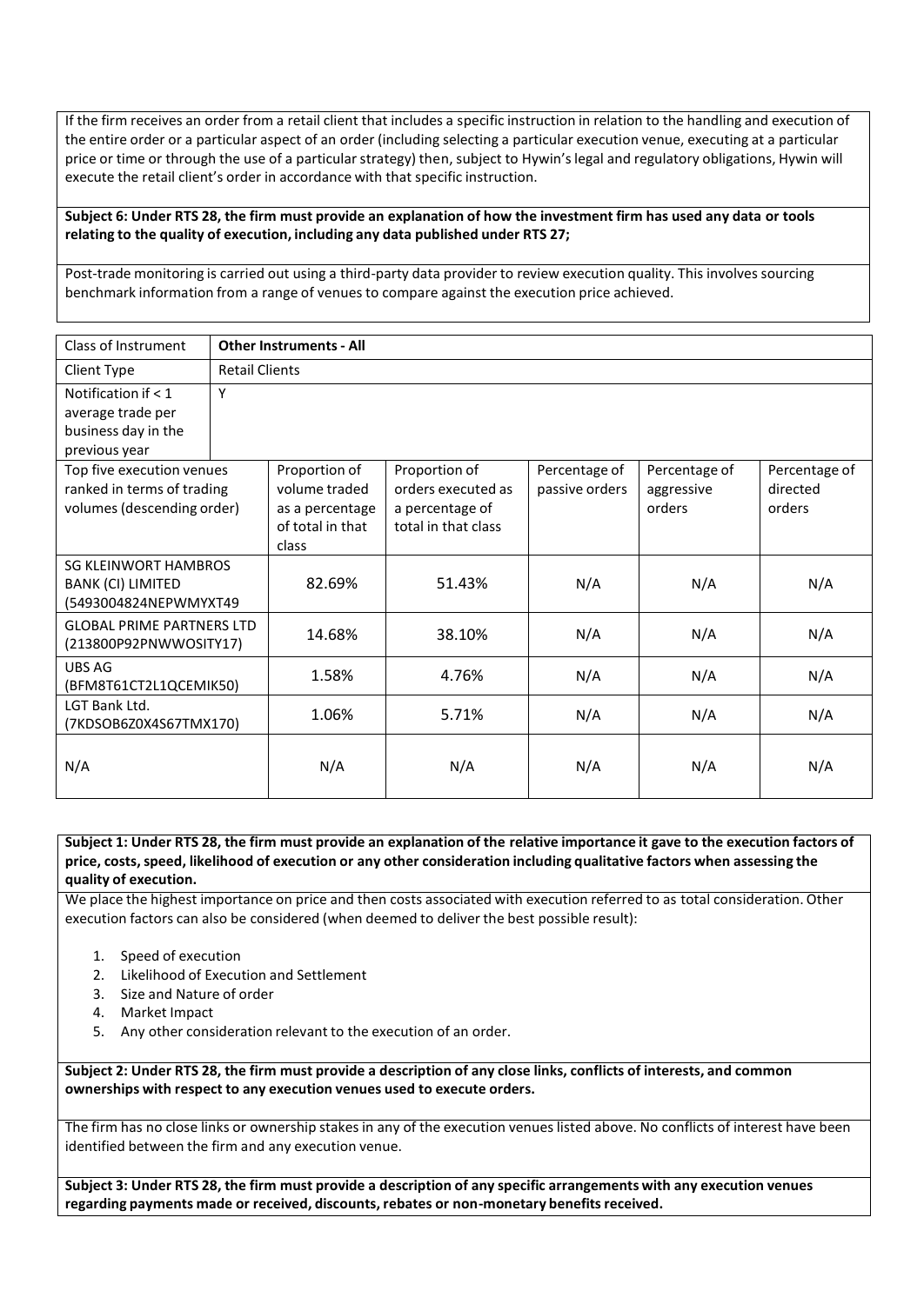If the firm receives an order from a retail client that includes a specific instruction in relation to the handling and execution of the entire order or a particular aspect of an order (including selecting a particular execution venue, executing at a particular price or time or through the use of a particular strategy) then, subject to Hywin's legal and regulatory obligations, Hywin will execute the retail client's order in accordance with that specific instruction.

**Subject 6: Under RTS 28, the firm must provide an explanation of how the investment firm has used any data or tools relating to the quality of execution, including any data published under RTS 27;**

Post-trade monitoring is carried out using a third-party data provider to review execution quality. This involves sourcing benchmark information from a range of venues to compare against the execution price achieved.

| Class of Instrument | **Other Instruments - All** | | | | |
|---|---|---|---|---|---|
| Client Type | Retail Clients | | | | |
| Notification if < 1 average trade per business day in the previous year | Y | | | | |
| Top five execution venues ranked in terms of trading volumes (descending order) | Proportion of volume traded as a percentage of total in that class | Proportion of orders executed as a percentage of total in that class | Percentage of passive orders | Percentage of aggressive orders | Percentage of directed orders |
| SG KLEINWORT HAMBROS BANK (CI) LIMITED (5493004824NEPWMYXT49 | 82.69% | 51.43% | N/A | N/A | N/A |
| GLOBAL PRIME PARTNERS LTD (213800P92PNWWOSITY17) | 14.68% | 38.10% | N/A | N/A | N/A |
| UBS AG (BFM8T61CT2L1QCEMIK50) | 1.58% | 4.76% | N/A | N/A | N/A |
| LGT Bank Ltd. (7KDSOB6Z0X4S67TMX170) | 1.06% | 5.71% | N/A | N/A | N/A |
| N/A | N/A | N/A | N/A | N/A | N/A |

**Subject 1: Under RTS 28, the firm must provide an explanation of the relative importance it gave to the execution factors of price, costs, speed, likelihood of execution or any other consideration including qualitative factors when assessing the quality of execution.**

We place the highest importance on price and then costs associated with execution referred to as total consideration. Other execution factors can also be considered (when deemed to deliver the best possible result):

1. Speed of execution
2. Likelihood of Execution and Settlement
3. Size and Nature of order
4. Market Impact
5. Any other consideration relevant to the execution of an order.

**Subject 2: Under RTS 28, the firm must provide a description of any close links, conflicts of interests, and common ownerships with respect to any execution venues used to execute orders.**

The firm has no close links or ownership stakes in any of the execution venues listed above. No conflicts of interest have been identified between the firm and any execution venue.

**Subject 3: Under RTS 28, the firm must provide a description of any specific arrangements with any execution venues regarding payments made or received, discounts, rebates or non-monetary benefits received.**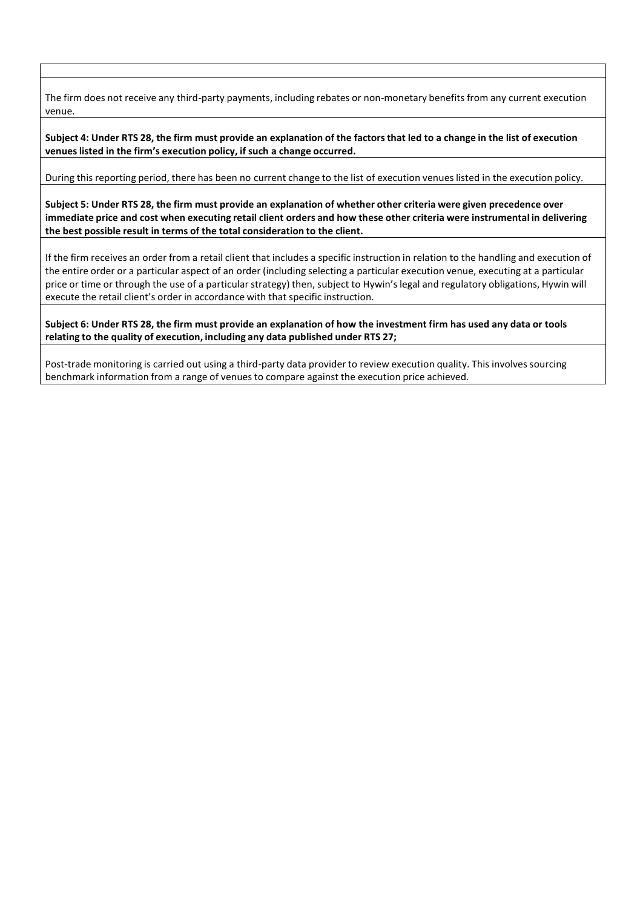The firm does not receive any third-party payments, including rebates or non-monetary benefits from any current execution venue.

**Subject 4: Under RTS 28, the firm must provide an explanation of the factors that led to a change in the list of execution venues listed in the firm's execution policy, if such a change occurred.**

During this reporting period, there has been no current change to the list of execution venues listed in the execution policy.

**Subject 5: Under RTS 28, the firm must provide an explanation of whether other criteria were given precedence over immediate price and cost when executing retail client orders and how these other criteria were instrumental in delivering the best possible result in terms of the total consideration to the client.**

If the firm receives an order from a retail client that includes a specific instruction in relation to the handling and execution of the entire order or a particular aspect of an order (including selecting a particular execution venue, executing at a particular price or time or through the use of a particular strategy) then, subject to Hywin's legal and regulatory obligations, Hywin will execute the retail client's order in accordance with that specific instruction.

**Subject 6: Under RTS 28, the firm must provide an explanation of how the investment firm has used any data or tools relating to the quality of execution, including any data published under RTS 27;**

Post-trade monitoring is carried out using a third-party data provider to review execution quality. This involves sourcing benchmark information from a range of venues to compare against the execution price achieved.